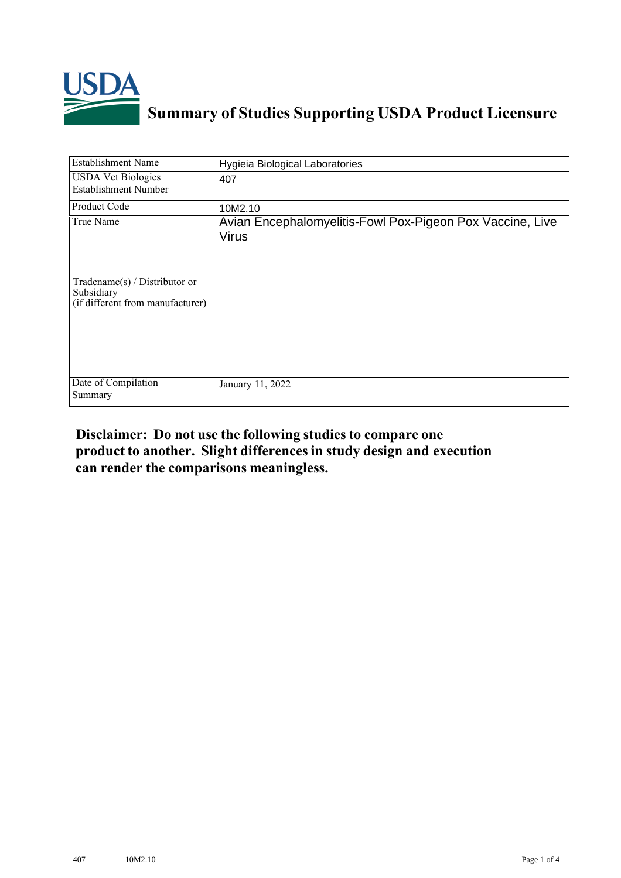# Summary of Studies Supporting USDA Product Licensure

| Establishment Name | Hygieia Biological Laboratories |
|---|---|
| USDA Vet Biologics Establishment Number | 407 |
| Product Code | 10M2.10 |
| True Name | Avian Encephalomyelitis-Fowl Pox-Pigeon Pox Vaccine, Live Virus |
| Tradename(s) / Distributor or Subsidiary (if different from manufacturer) | |
| Date of Compilation Summary | January 11, 2022 |

**Disclaimer: Do not use the following studies to compare one product to another. Slight differences in study design and execution can render the comparisons meaningless.**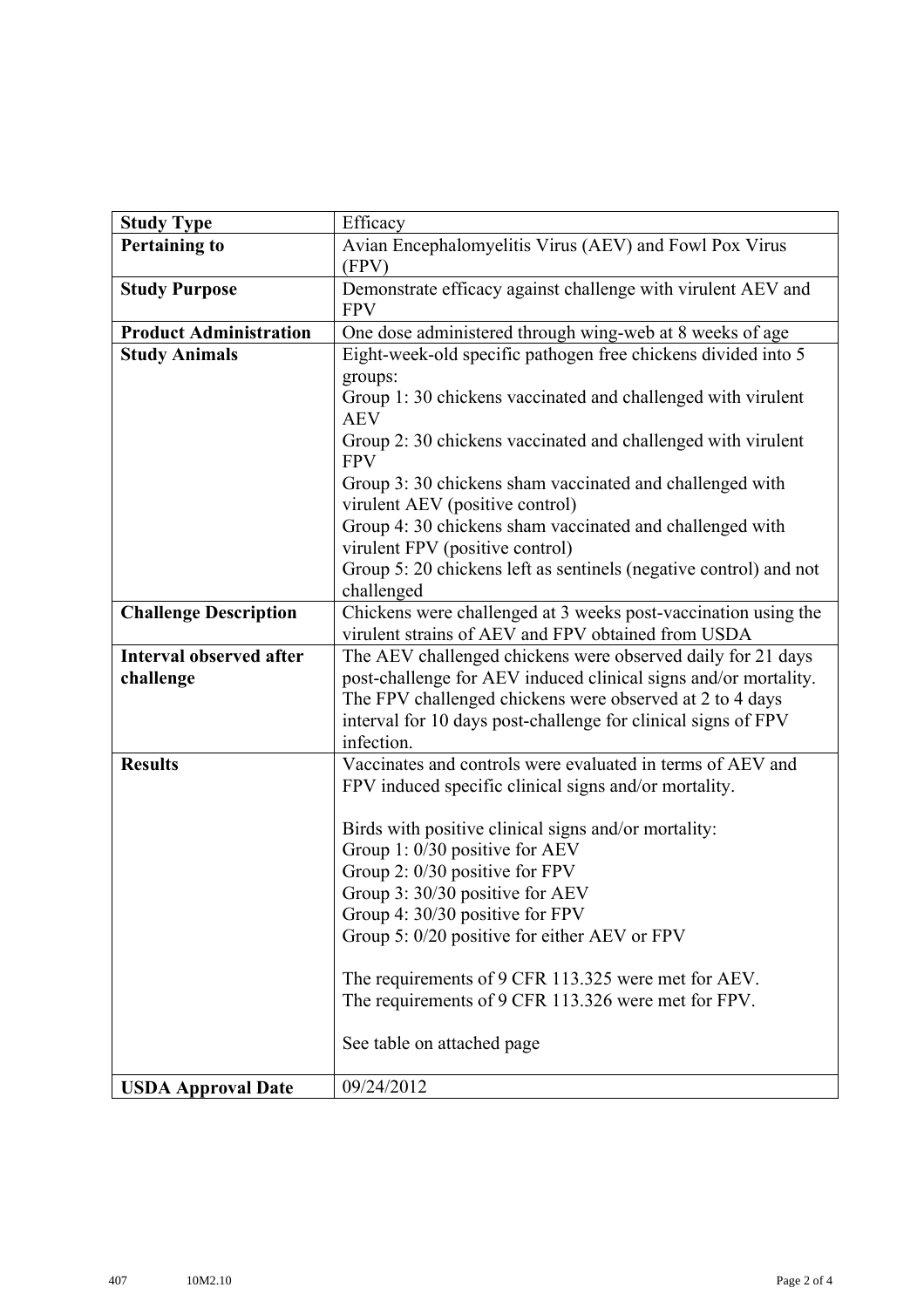| **Study Type** | Efficacy |
|---|---|
| **Pertaining to** | Avian Encephalomyelitis Virus (AEV) and Fowl Pox Virus (FPV) |
| **Study Purpose** | Demonstrate efficacy against challenge with virulent AEV and FPV |
| **Product Administration** | One dose administered through wing-web at 8 weeks of age |
| **Study Animals** | Eight-week-old specific pathogen free chickens divided into 5 groups:<br>Group 1: 30 chickens vaccinated and challenged with virulent AEV<br>Group 2: 30 chickens vaccinated and challenged with virulent FPV<br>Group 3: 30 chickens sham vaccinated and challenged with virulent AEV (positive control)<br>Group 4: 30 chickens sham vaccinated and challenged with virulent FPV (positive control)<br>Group 5: 20 chickens left as sentinels (negative control) and not challenged |
| **Challenge Description** | Chickens were challenged at 3 weeks post-vaccination using the virulent strains of AEV and FPV obtained from USDA |
| **Interval observed after challenge** | The AEV challenged chickens were observed daily for 21 days post-challenge for AEV induced clinical signs and/or mortality. The FPV challenged chickens were observed at 2 to 4 days interval for 10 days post-challenge for clinical signs of FPV infection. |
| **Results** | Vaccinates and controls were evaluated in terms of AEV and FPV induced specific clinical signs and/or mortality.<br><br>Birds with positive clinical signs and/or mortality:<br>Group 1: 0/30 positive for AEV<br>Group 2: 0/30 positive for FPV<br>Group 3: 30/30 positive for AEV<br>Group 4: 30/30 positive for FPV<br>Group 5: 0/20 positive for either AEV or FPV<br><br>The requirements of 9 CFR 113.325 were met for AEV.<br>The requirements of 9 CFR 113.326 were met for FPV.<br><br>See table on attached page |
| **USDA Approval Date** | 09/24/2012 |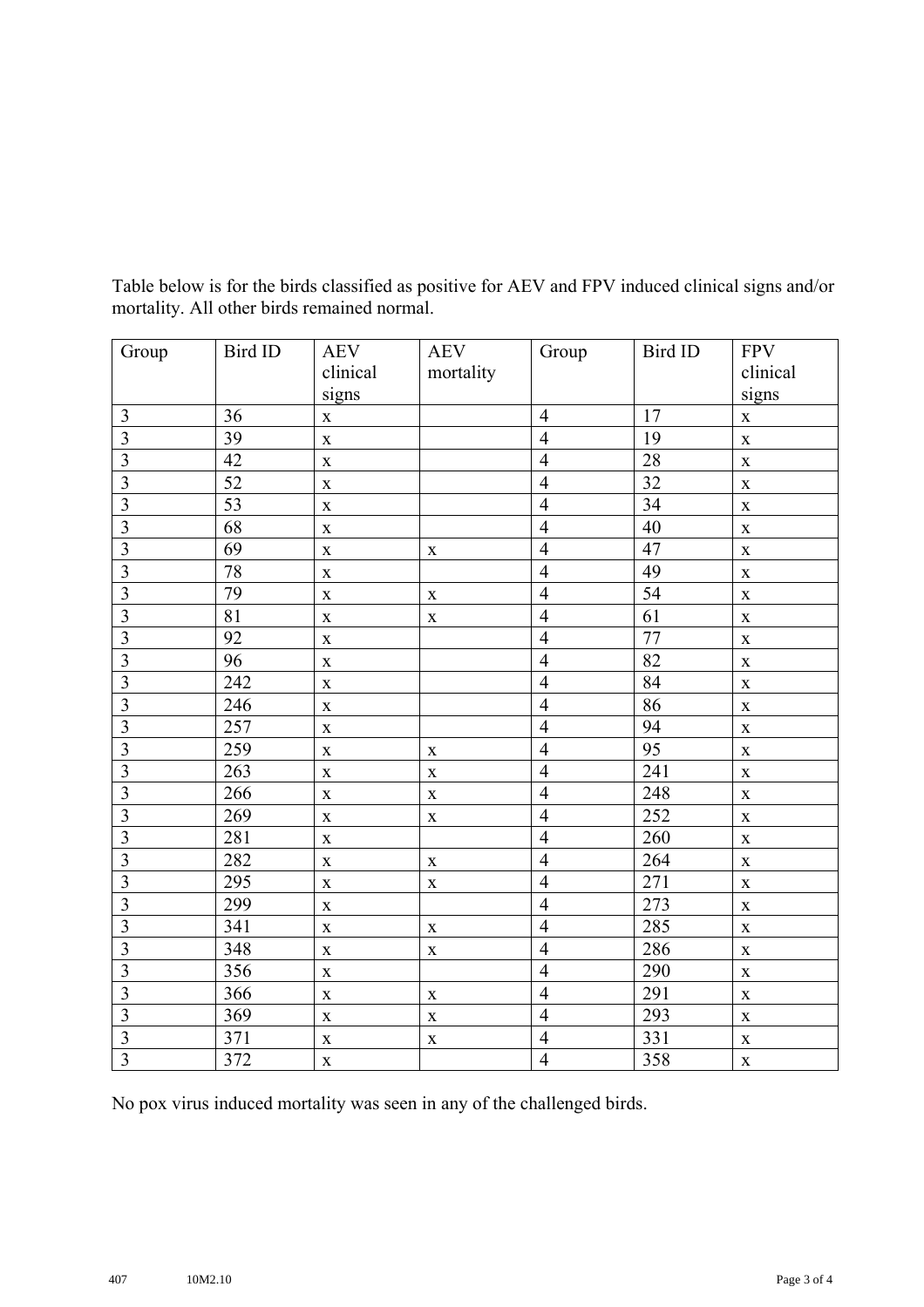Table below is for the birds classified as positive for AEV and FPV induced clinical signs and/or mortality. All other birds remained normal.

| Group | Bird ID | AEV clinical signs | AEV mortality | Group | Bird ID | FPV clinical signs |
|---|---|---|---|---|---|---|
| 3 | 36 | x | | 4 | 17 | x |
| 3 | 39 | x | | 4 | 19 | x |
| 3 | 42 | x | | 4 | 28 | x |
| 3 | 52 | x | | 4 | 32 | x |
| 3 | 53 | x | | 4 | 34 | x |
| 3 | 68 | x | | 4 | 40 | x |
| 3 | 69 | x | x | 4 | 47 | x |
| 3 | 78 | x | | 4 | 49 | x |
| 3 | 79 | x | x | 4 | 54 | x |
| 3 | 81 | x | x | 4 | 61 | x |
| 3 | 92 | x | | 4 | 77 | x |
| 3 | 96 | x | | 4 | 82 | x |
| 3 | 242 | x | | 4 | 84 | x |
| 3 | 246 | x | | 4 | 86 | x |
| 3 | 257 | x | | 4 | 94 | x |
| 3 | 259 | x | x | 4 | 95 | x |
| 3 | 263 | x | x | 4 | 241 | x |
| 3 | 266 | x | x | 4 | 248 | x |
| 3 | 269 | x | x | 4 | 252 | x |
| 3 | 281 | x | | 4 | 260 | x |
| 3 | 282 | x | x | 4 | 264 | x |
| 3 | 295 | x | x | 4 | 271 | x |
| 3 | 299 | x | | 4 | 273 | x |
| 3 | 341 | x | x | 4 | 285 | x |
| 3 | 348 | x | x | 4 | 286 | x |
| 3 | 356 | x | | 4 | 290 | x |
| 3 | 366 | x | x | 4 | 291 | x |
| 3 | 369 | x | x | 4 | 293 | x |
| 3 | 371 | x | x | 4 | 331 | x |
| 3 | 372 | x | | 4 | 358 | x |

No pox virus induced mortality was seen in any of the challenged birds.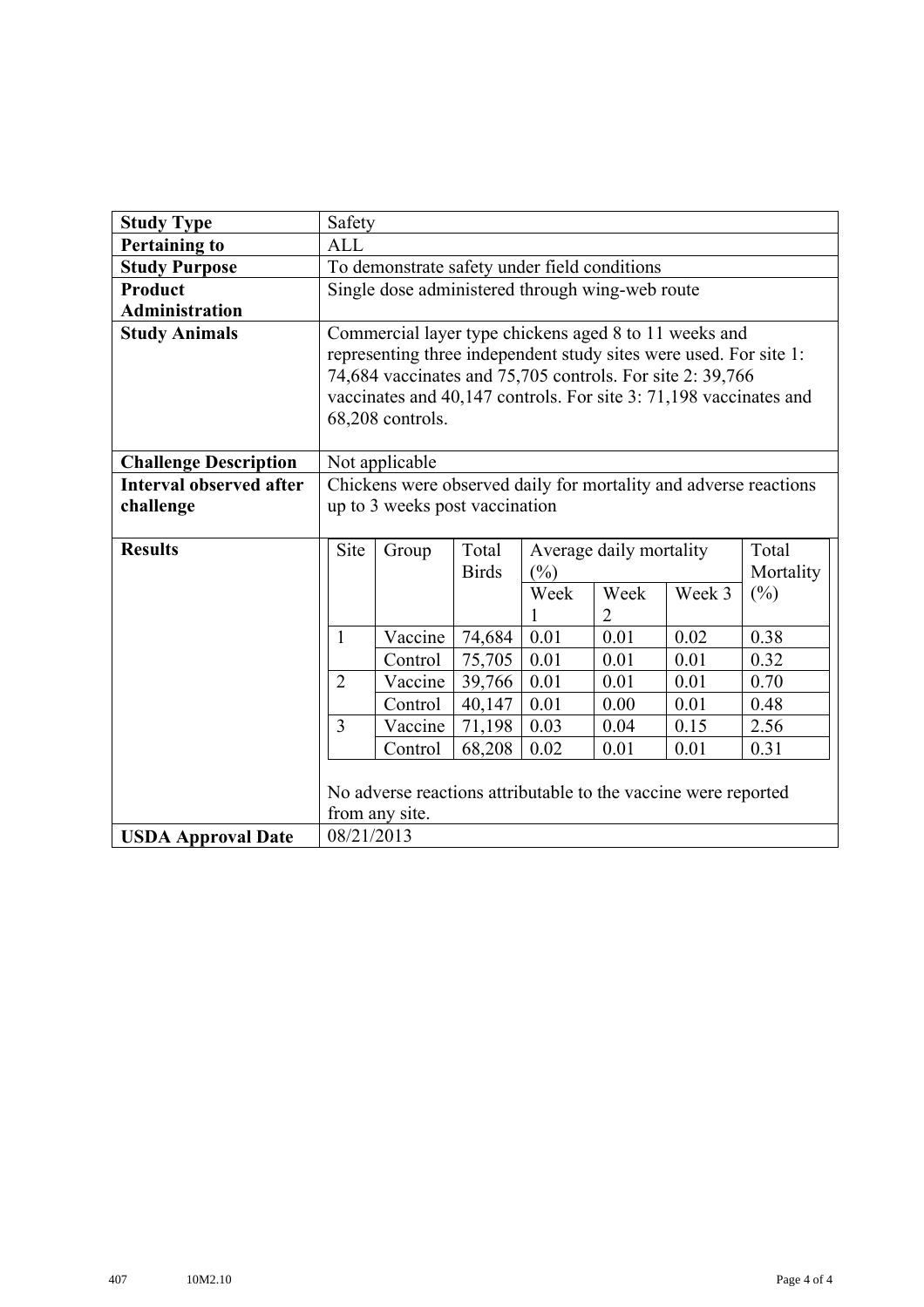| | |
|---|---|
| **Study Type** | Safety |
| **Pertaining to** | ALL |
| **Study Purpose** | To demonstrate safety under field conditions |
| **Product Administration** | Single dose administered through wing-web route |
| **Study Animals** | Commercial layer type chickens aged 8 to 11 weeks and representing three independent study sites were used. For site 1: 74,684 vaccinates and 75,705 controls. For site 2: 39,766 vaccinates and 40,147 controls. For site 3: 71,198 vaccinates and 68,208 controls. |
| **Challenge Description** | Not applicable |
| **Interval observed after challenge** | Chickens were observed daily for mortality and adverse reactions up to 3 weeks post vaccination |
| **Results** | See table below. No adverse reactions attributable to the vaccine were reported from any site. |
| **USDA Approval Date** | 08/21/2013 |

| Site | Group | Total Birds | Average daily mortality (%) | | | Total Mortality (%) |
|---|---|---|---|---|---|---|
| | | | Week 1 | Week 2 | Week 3 | |
| 1 | Vaccine | 74,684 | 0.01 | 0.01 | 0.02 | 0.38 |
| | Control | 75,705 | 0.01 | 0.01 | 0.01 | 0.32 |
| 2 | Vaccine | 39,766 | 0.01 | 0.01 | 0.01 | 0.70 |
| | Control | 40,147 | 0.01 | 0.00 | 0.01 | 0.48 |
| 3 | Vaccine | 71,198 | 0.03 | 0.04 | 0.15 | 2.56 |
| | Control | 68,208 | 0.02 | 0.01 | 0.01 | 0.31 |

No adverse reactions attributable to the vaccine were reported from any site.

407 10M2.10